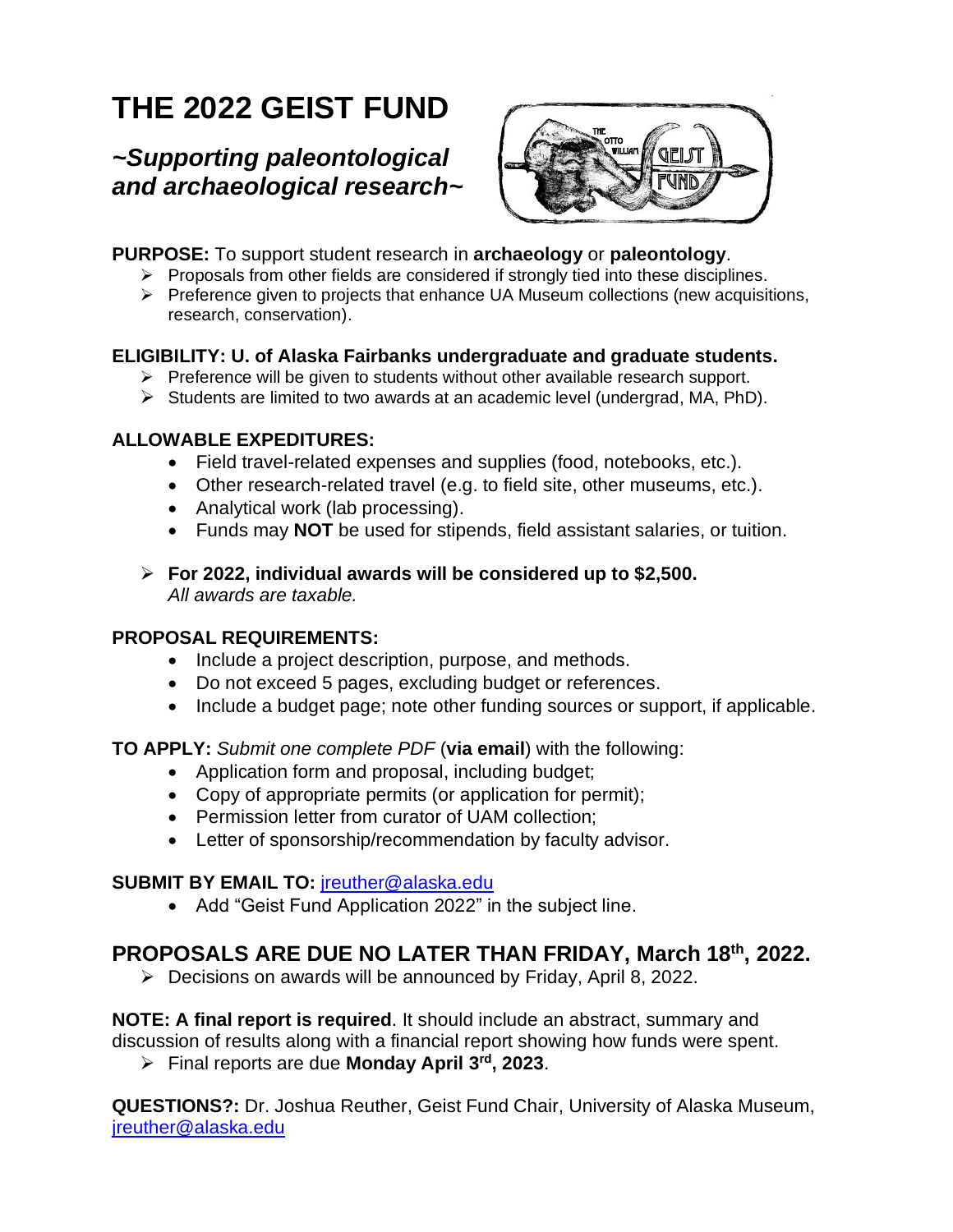# THE 2022 GEIST FUND

## *~Supporting paleontological and archaeological research~*

**PURPOSE:** To support student research in **archaeology** or **paleontology**.

- Proposals from other fields are considered if strongly tied into these disciplines.
- Preference given to projects that enhance UA Museum collections (new acquisitions, research, conservation).

**ELIGIBILITY: U. of Alaska Fairbanks undergraduate and graduate students.**

- Preference will be given to students without other available research support.
- Students are limited to two awards at an academic level (undergrad, MA, PhD).

**ALLOWABLE EXPEDITURES:**

- Field travel-related expenses and supplies (food, notebooks, etc.).
- Other research-related travel (e.g. to field site, other museums, etc.).
- Analytical work (lab processing).
- Funds may **NOT** be used for stipends, field assistant salaries, or tuition.

- **For 2022, individual awards will be considered up to $2,500.**
  *All awards are taxable.*

**PROPOSAL REQUIREMENTS:**

- Include a project description, purpose, and methods.
- Do not exceed 5 pages, excluding budget or references.
- Include a budget page; note other funding sources or support, if applicable.

**TO APPLY:** *Submit one complete PDF* (**via email**) with the following:

- Application form and proposal, including budget;
- Copy of appropriate permits (or application for permit);
- Permission letter from curator of UAM collection;
- Letter of sponsorship/recommendation by faculty advisor.

**SUBMIT BY EMAIL TO:** jreuther@alaska.edu

- Add "Geist Fund Application 2022" in the subject line.

## PROPOSALS ARE DUE NO LATER THAN FRIDAY, March 18th, 2022.

- Decisions on awards will be announced by Friday, April 8, 2022.

**NOTE: A final report is required**. It should include an abstract, summary and discussion of results along with a financial report showing how funds were spent.

- Final reports are due **Monday April 3rd, 2023**.

**QUESTIONS?:** Dr. Joshua Reuther, Geist Fund Chair, University of Alaska Museum, jreuther@alaska.edu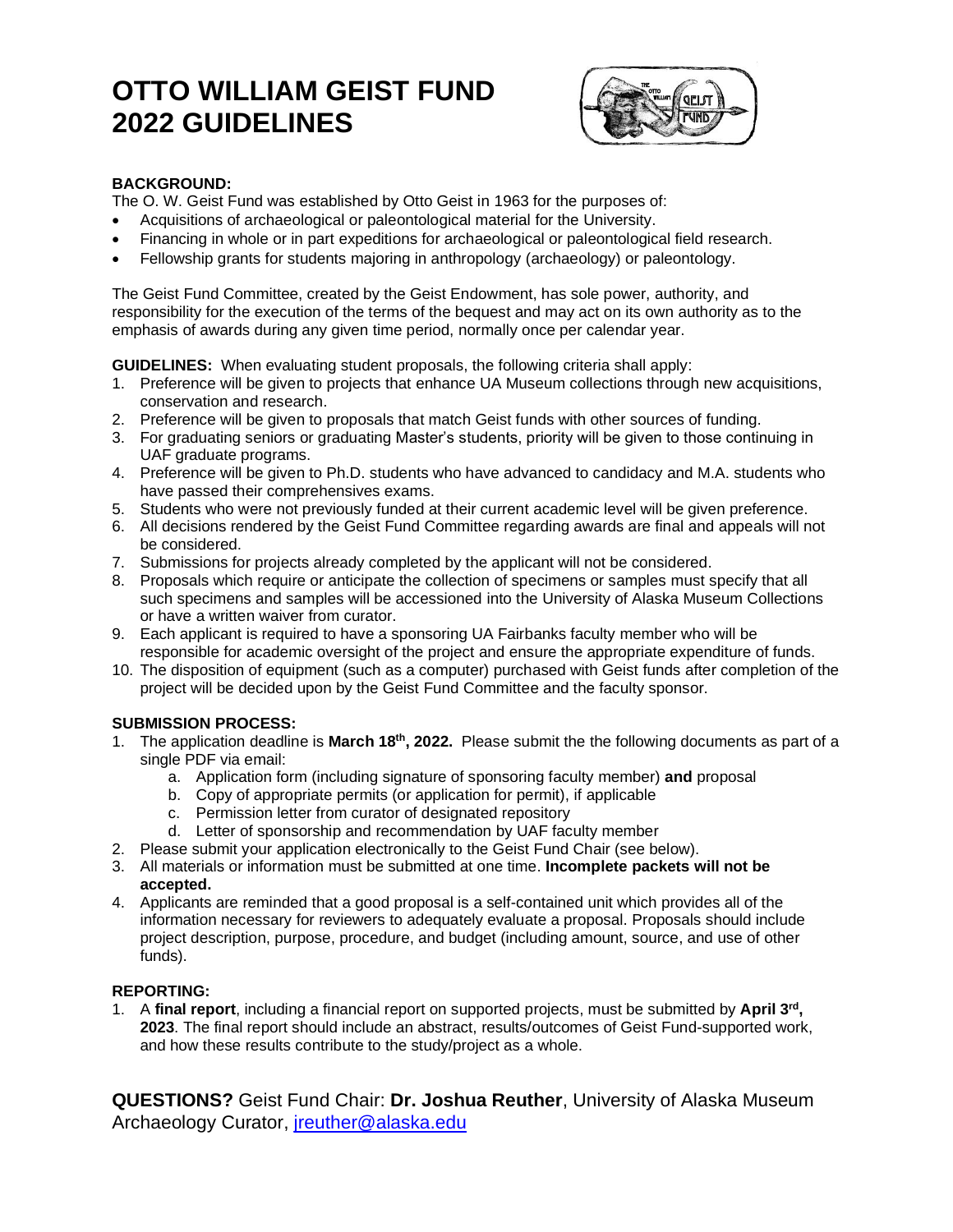# OTTO WILLIAM GEIST FUND 2022 GUIDELINES

**BACKGROUND:**

The O. W. Geist Fund was established by Otto Geist in 1963 for the purposes of:

- Acquisitions of archaeological or paleontological material for the University.
- Financing in whole or in part expeditions for archaeological or paleontological field research.
- Fellowship grants for students majoring in anthropology (archaeology) or paleontology.

The Geist Fund Committee, created by the Geist Endowment, has sole power, authority, and responsibility for the execution of the terms of the bequest and may act on its own authority as to the emphasis of awards during any given time period, normally once per calendar year.

**GUIDELINES:** When evaluating student proposals, the following criteria shall apply:

1. Preference will be given to projects that enhance UA Museum collections through new acquisitions, conservation and research.
2. Preference will be given to proposals that match Geist funds with other sources of funding.
3. For graduating seniors or graduating Master's students, priority will be given to those continuing in UAF graduate programs.
4. Preference will be given to Ph.D. students who have advanced to candidacy and M.A. students who have passed their comprehensives exams.
5. Students who were not previously funded at their current academic level will be given preference.
6. All decisions rendered by the Geist Fund Committee regarding awards are final and appeals will not be considered.
7. Submissions for projects already completed by the applicant will not be considered.
8. Proposals which require or anticipate the collection of specimens or samples must specify that all such specimens and samples will be accessioned into the University of Alaska Museum Collections or have a written waiver from curator.
9. Each applicant is required to have a sponsoring UA Fairbanks faculty member who will be responsible for academic oversight of the project and ensure the appropriate expenditure of funds.
10. The disposition of equipment (such as a computer) purchased with Geist funds after completion of the project will be decided upon by the Geist Fund Committee and the faculty sponsor.

**SUBMISSION PROCESS:**

1. The application deadline is **March 18th, 2022.** Please submit the the following documents as part of a single PDF via email:
   a. Application form (including signature of sponsoring faculty member) **and** proposal
   b. Copy of appropriate permits (or application for permit), if applicable
   c. Permission letter from curator of designated repository
   d. Letter of sponsorship and recommendation by UAF faculty member
2. Please submit your application electronically to the Geist Fund Chair (see below).
3. All materials or information must be submitted at one time. **Incomplete packets will not be accepted.**
4. Applicants are reminded that a good proposal is a self-contained unit which provides all of the information necessary for reviewers to adequately evaluate a proposal. Proposals should include project description, purpose, procedure, and budget (including amount, source, and use of other funds).

**REPORTING:**

1. A **final report**, including a financial report on supported projects, must be submitted by **April 3rd, 2023**. The final report should include an abstract, results/outcomes of Geist Fund-supported work, and how these results contribute to the study/project as a whole.

**QUESTIONS?** Geist Fund Chair: **Dr. Joshua Reuther**, University of Alaska Museum Archaeology Curator, jreuther@alaska.edu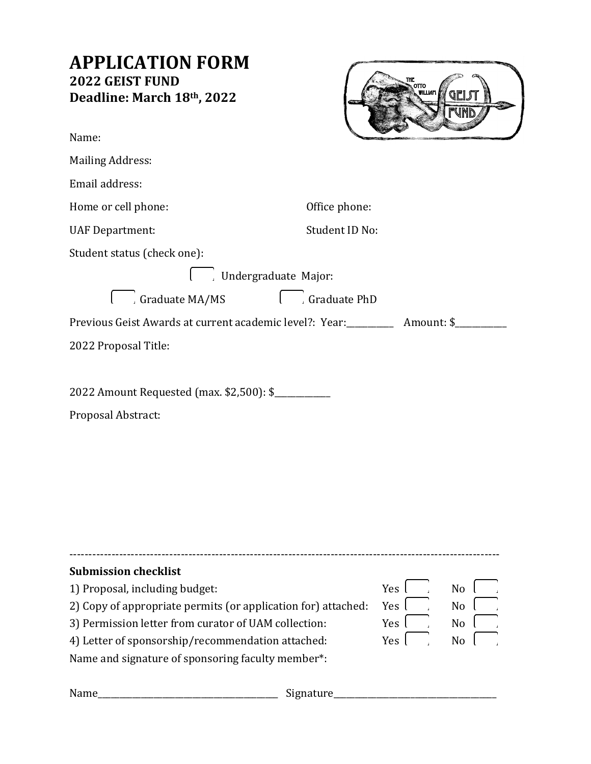# APPLICATION FORM

**2022 GEIST FUND**
**Deadline: March 18th, 2022**

Name:

Mailing Address:

Email address:

Home or cell phone: Office phone:

UAF Department: Student ID No:

Student status (check one):

☐ Undergraduate Major:

☐ Graduate MA/MS ☐ Graduate PhD

Previous Geist Awards at current academic level?: Year:__________ Amount: $___________

2022 Proposal Title:

2022 Amount Requested (max. $2,500): $____________

Proposal Abstract:

---

**Submission checklist**

| | | |
|---|---|---|
| 1) Proposal, including budget: | Yes ☐ | No ☐ |
| 2) Copy of appropriate permits (or application for) attached: | Yes ☐ | No ☐ |
| 3) Permission letter from curator of UAM collection: | Yes ☐ | No ☐ |
| 4) Letter of sponsorship/recommendation attached: | Yes ☐ | No ☐ |

Name and signature of sponsoring faculty member*:

Name_________________________________________ Signature_____________________________________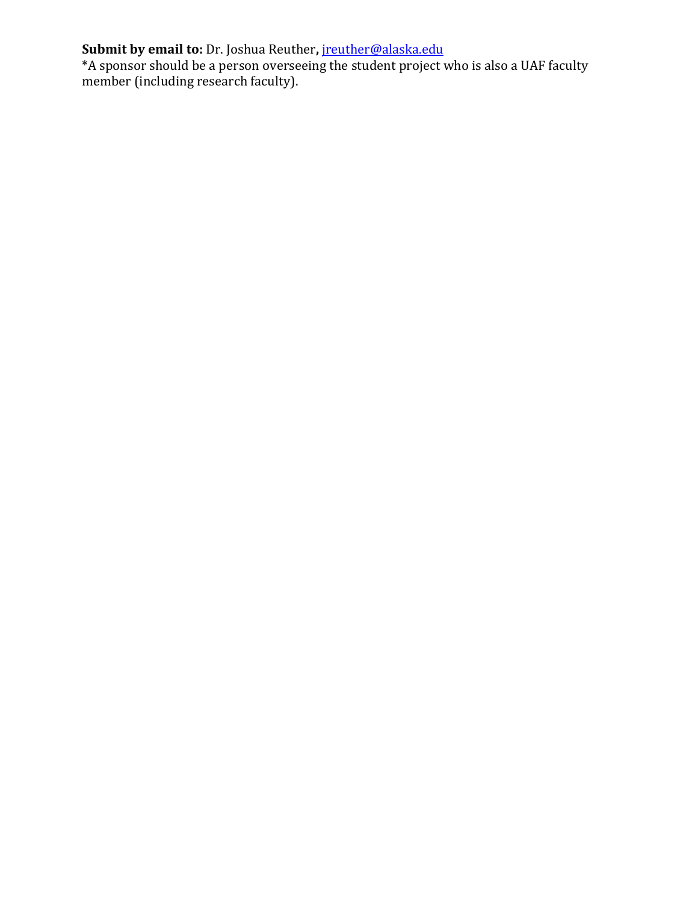**Submit by email to:** Dr. Joshua Reuther**,** [jreuther@alaska.edu](mailto:jreuther@alaska.edu)
*A sponsor should be a person overseeing the student project who is also a UAF faculty member (including research faculty).